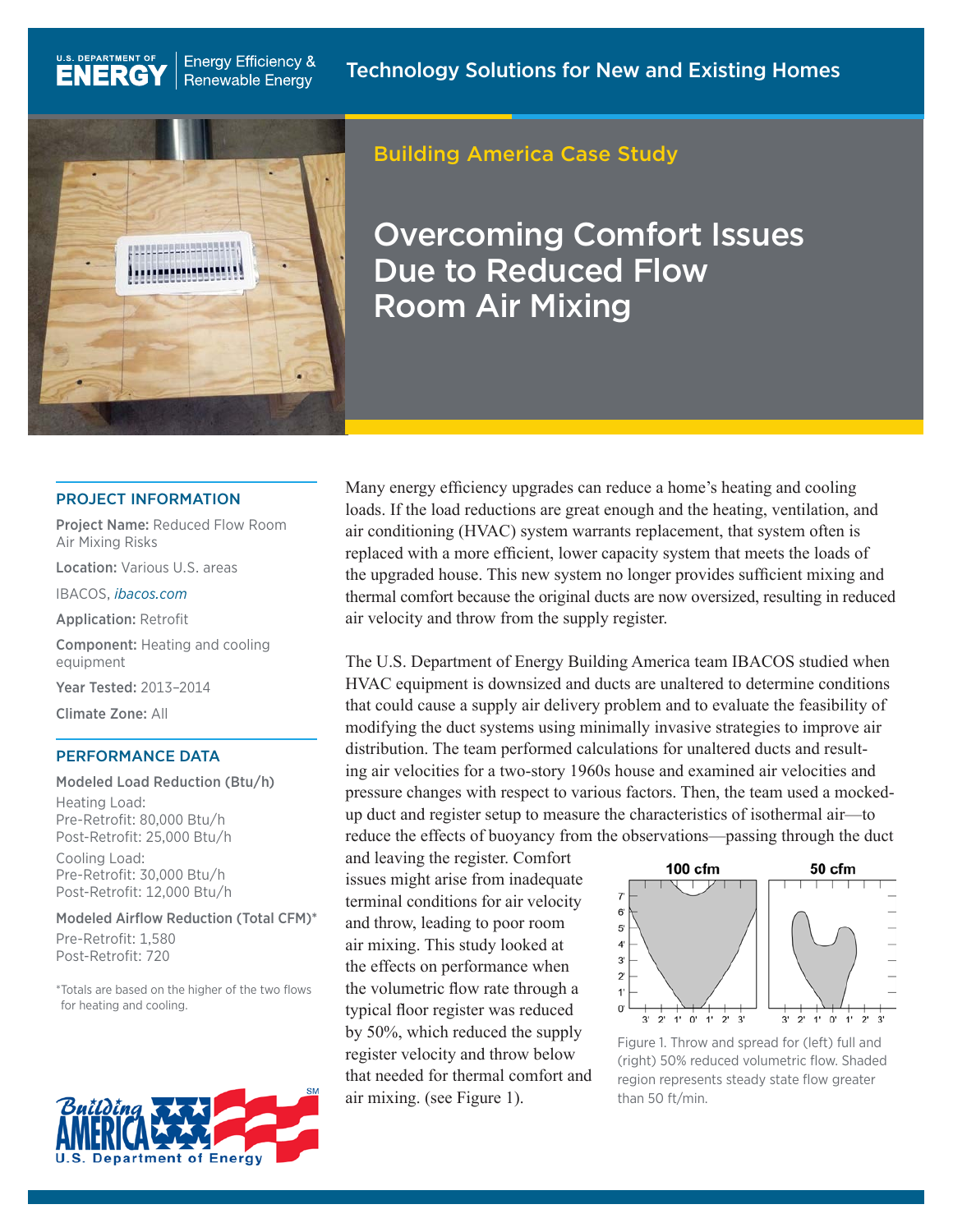U.S. DEPARTMENT OF ENERGY | Energy Efficiency & Renewable Energy

Technology Solutions for New and Existing Homes

Building America Case Study

# Overcoming Comfort Issues Due to Reduced Flow Room Air Mixing

## PROJECT INFORMATION

**Project Name:** Reduced Flow Room Air Mixing Risks

**Location:** Various U.S. areas

IBACOS, *ibacos.com*

**Application:** Retrofit

**Component:** Heating and cooling equipment

**Year Tested:** 2013–2014

**Climate Zone:** All

## PERFORMANCE DATA

**Modeled Load Reduction (Btu/h)**

Heating Load:
Pre-Retrofit: 80,000 Btu/h
Post-Retrofit: 25,000 Btu/h

Cooling Load:
Pre-Retrofit: 30,000 Btu/h
Post-Retrofit: 12,000 Btu/h

**Modeled Airflow Reduction (Total CFM)***

Pre-Retrofit: 1,580
Post-Retrofit: 720

*Totals are based on the higher of the two flows for heating and cooling.

Many energy efficiency upgrades can reduce a home's heating and cooling loads. If the load reductions are great enough and the heating, ventilation, and air conditioning (HVAC) system warrants replacement, that system often is replaced with a more efficient, lower capacity system that meets the loads of the upgraded house. This new system no longer provides sufficient mixing and thermal comfort because the original ducts are now oversized, resulting in reduced air velocity and throw from the supply register.

The U.S. Department of Energy Building America team IBACOS studied when HVAC equipment is downsized and ducts are unaltered to determine conditions that could cause a supply air delivery problem and to evaluate the feasibility of modifying the duct systems using minimally invasive strategies to improve air distribution. The team performed calculations for unaltered ducts and resulting air velocities for a two-story 1960s house and examined air velocities and pressure changes with respect to various factors. Then, the team used a mocked-up duct and register setup to measure the characteristics of isothermal air—to reduce the effects of buoyancy from the observations—passing through the duct and leaving the register. Comfort issues might arise from inadequate terminal conditions for air velocity and throw, leading to poor room air mixing. This study looked at the effects on performance when the volumetric flow rate through a typical floor register was reduced by 50%, which reduced the supply register velocity and throw below that needed for thermal comfort and air mixing. (see Figure 1).

Figure 1. Throw and spread for (left) full and (right) 50% reduced volumetric flow. Shaded region represents steady state flow greater than 50 ft/min.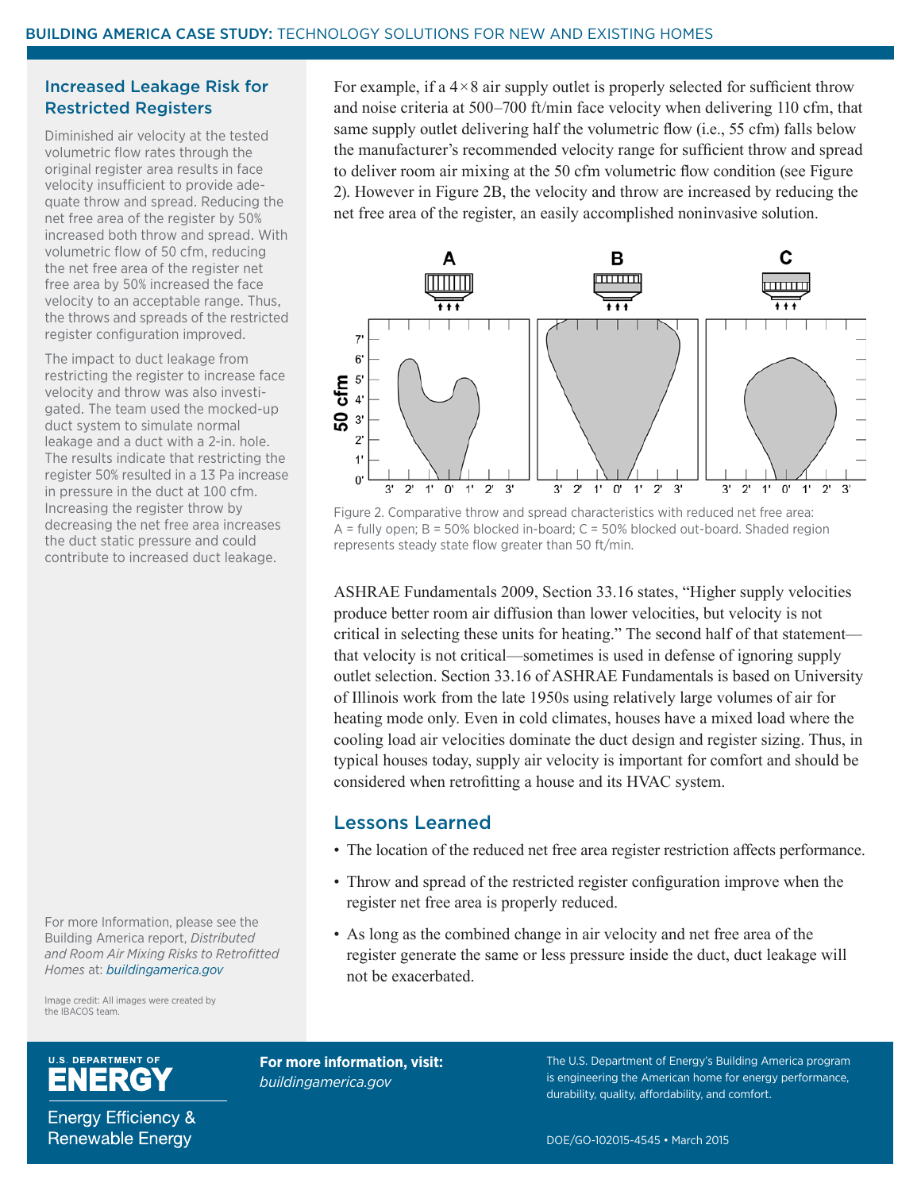## Increased Leakage Risk for Restricted Registers

Diminished air velocity at the tested volumetric flow rates through the original register area results in face velocity insufficient to provide adequate throw and spread. Reducing the net free area of the register by 50% increased both throw and spread. With volumetric flow of 50 cfm, reducing the net free area of the register net free area by 50% increased the face velocity to an acceptable range. Thus, the throws and spreads of the restricted register configuration improved.

The impact to duct leakage from restricting the register to increase face velocity and throw was also investigated. The team used the mocked-up duct system to simulate normal leakage and a duct with a 2-in. hole. The results indicate that restricting the register 50% resulted in a 13 Pa increase in pressure in the duct at 100 cfm. Increasing the register throw by decreasing the net free area increases the duct static pressure and could contribute to increased duct leakage.

For more Information, please see the Building America report, *Distributed and Room Air Mixing Risks to Retrofitted Homes* at: *buildingamerica.gov*

Image credit: All images were created by the IBACOS team.

For example, if a 4×8 air supply outlet is properly selected for sufficient throw and noise criteria at 500–700 ft/min face velocity when delivering 110 cfm, that same supply outlet delivering half the volumetric flow (i.e., 55 cfm) falls below the manufacturer's recommended velocity range for sufficient throw and spread to deliver room air mixing at the 50 cfm volumetric flow condition (see Figure 2). However in Figure 2B, the velocity and throw are increased by reducing the net free area of the register, an easily accomplished noninvasive solution.

A B C

50 cfm

7' 6' 5' 4' 3' 2' 1' 0'

3' 2' 1' 0' 1' 2' 3'

Figure 2. Comparative throw and spread characteristics with reduced net free area: A = fully open; B = 50% blocked in-board; C = 50% blocked out-board. Shaded region represents steady state flow greater than 50 ft/min.

ASHRAE Fundamentals 2009, Section 33.16 states, "Higher supply velocities produce better room air diffusion than lower velocities, but velocity is not critical in selecting these units for heating." The second half of that statement—that velocity is not critical—sometimes is used in defense of ignoring supply outlet selection. Section 33.16 of ASHRAE Fundamentals is based on University of Illinois work from the late 1950s using relatively large volumes of air for heating mode only. Even in cold climates, houses have a mixed load where the cooling load air velocities dominate the duct design and register sizing. Thus, in typical houses today, supply air velocity is important for comfort and should be considered when retrofitting a house and its HVAC system.

## Lessons Learned

- The location of the reduced net free area register restriction affects performance.
- Throw and spread of the restricted register configuration improve when the register net free area is properly reduced.
- As long as the combined change in air velocity and net free area of the register generate the same or less pressure inside the duct, duct leakage will not be exacerbated.

U.S. DEPARTMENT OF ENERGY

Energy Efficiency & Renewable Energy

**For more information, visit:**
*buildingamerica.gov*

The U.S. Department of Energy's Building America program is engineering the American home for energy performance, durability, quality, affordability, and comfort.

DOE/GO-102015-4545 • March 2015